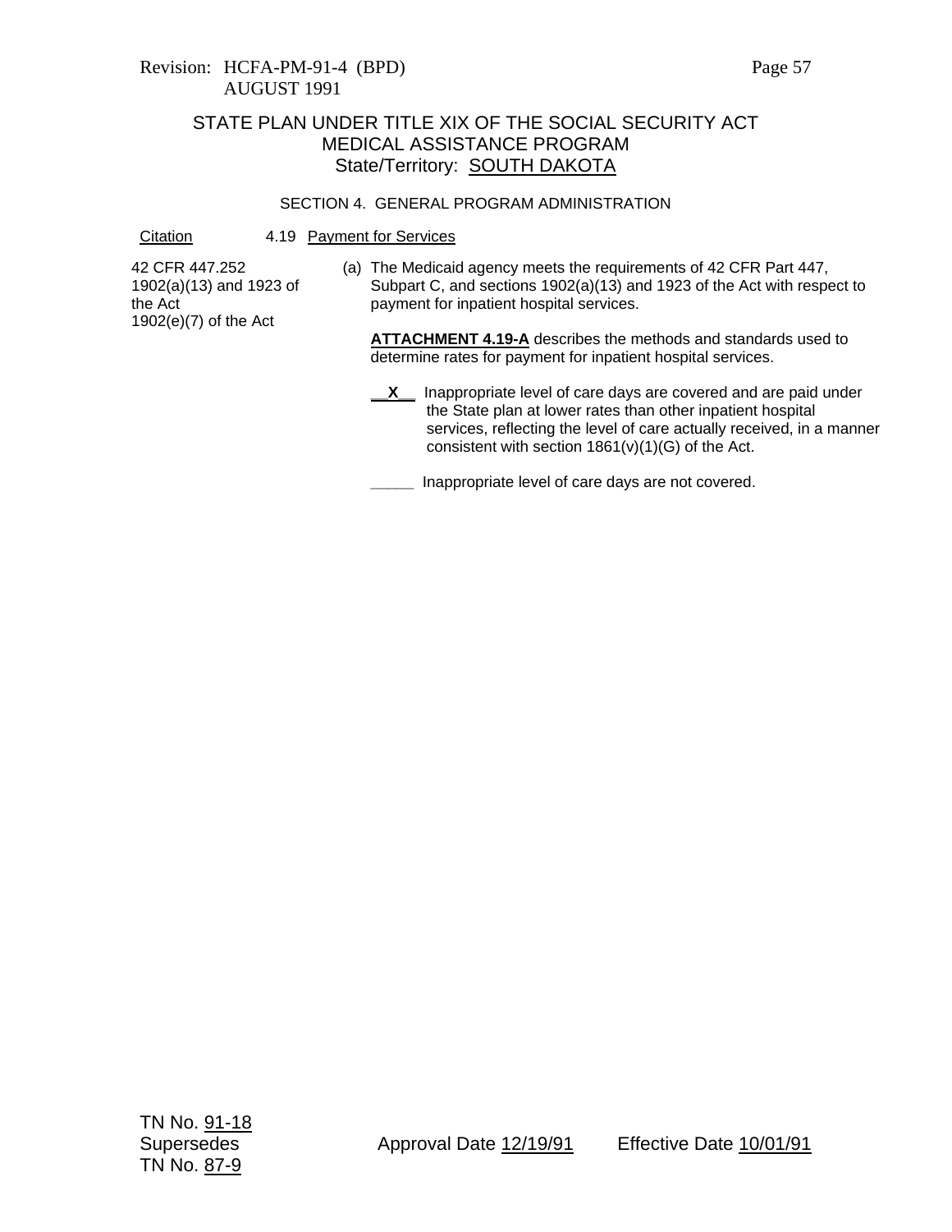Revision: HCFA-PM-91-4 (BPD)
AUGUST 1991

# STATE PLAN UNDER TITLE XIX OF THE SOCIAL SECURITY ACT
## MEDICAL ASSISTANCE PROGRAM
### State/Territory: SOUTH DAKOTA

SECTION 4. GENERAL PROGRAM ADMINISTRATION

| Citation | 4.19 Payment for Services |
|---|---|
| 42 CFR 447.252<br>1902(a)(13) and 1923 of the Act<br>1902(e)(7) of the Act | (a) The Medicaid agency meets the requirements of 42 CFR Part 447, Subpart C, and sections 1902(a)(13) and 1923 of the Act with respect to payment for inpatient hospital services. |

**ATTACHMENT 4.19-A** describes the methods and standards used to determine rates for payment for inpatient hospital services.

__X__ Inappropriate level of care days are covered and are paid under the State plan at lower rates than other inpatient hospital services, reflecting the level of care actually received, in a manner consistent with section 1861(v)(1)(G) of the Act.

_____ Inappropriate level of care days are not covered.

TN No. 91-18
Supersedes
TN No. 87-9

Approval Date 12/19/91

Effective Date 10/01/91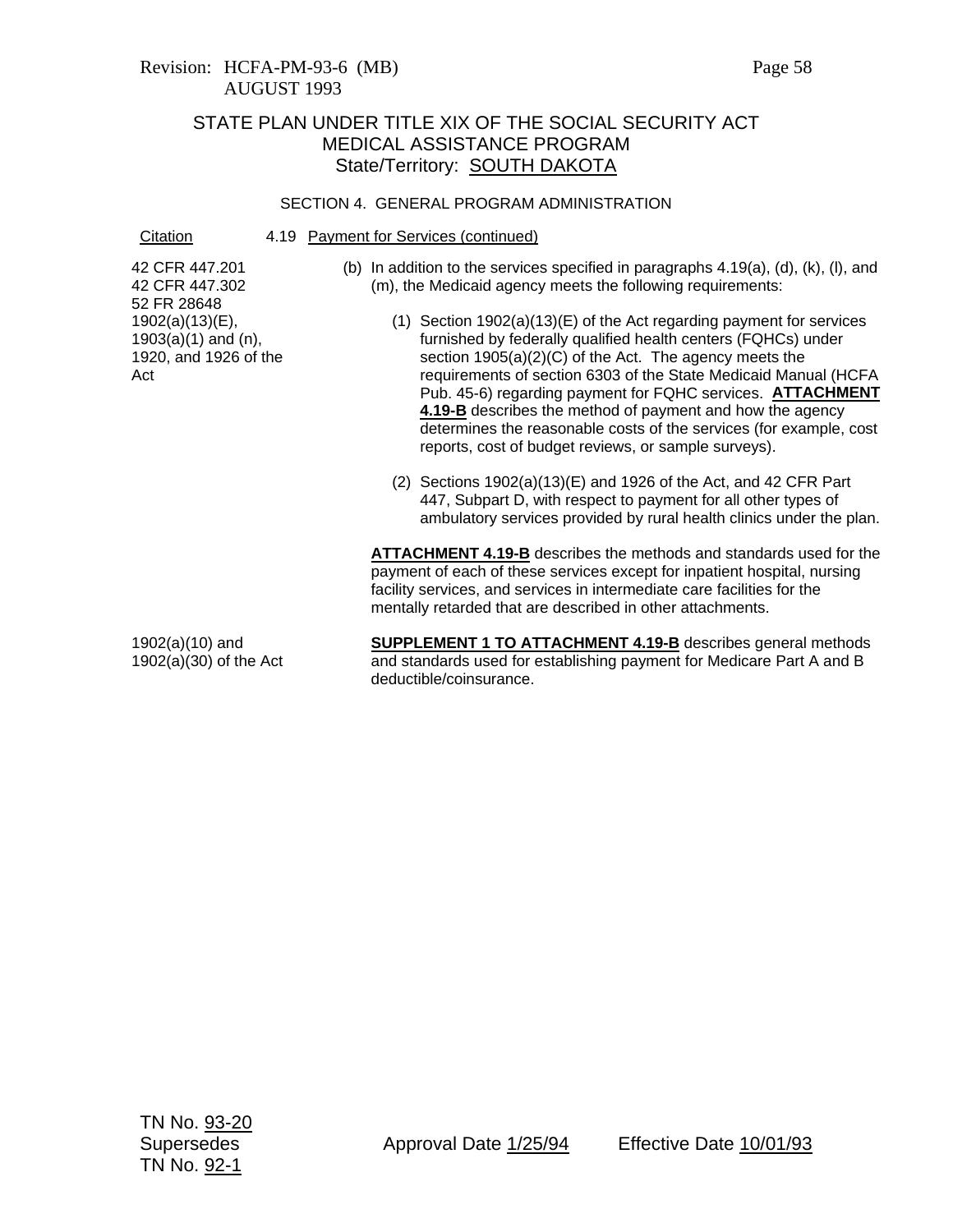Revision: HCFA-PM-93-6 (MB)
AUGUST 1993

STATE PLAN UNDER TITLE XIX OF THE SOCIAL SECURITY ACT
MEDICAL ASSISTANCE PROGRAM
State/Territory: SOUTH DAKOTA

SECTION 4. GENERAL PROGRAM ADMINISTRATION

| Citation | 4.19 Payment for Services (continued) |
|---|---|
| 42 CFR 447.201<br>42 CFR 447.302<br>52 FR 28648<br>1902(a)(13)(E),<br>1903(a)(1) and (n),<br>1920, and 1926 of the Act | (b) In addition to the services specified in paragraphs 4.19(a), (d), (k), (l), and (m), the Medicaid agency meets the following requirements:<br><br>(1) Section 1902(a)(13)(E) of the Act regarding payment for services furnished by federally qualified health centers (FQHCs) under section 1905(a)(2)(C) of the Act. The agency meets the requirements of section 6303 of the State Medicaid Manual (HCFA Pub. 45-6) regarding payment for FQHC services. **ATTACHMENT 4.19-B** describes the method of payment and how the agency determines the reasonable costs of the services (for example, cost reports, cost of budget reviews, or sample surveys).<br><br>(2) Sections 1902(a)(13)(E) and 1926 of the Act, and 42 CFR Part 447, Subpart D, with respect to payment for all other types of ambulatory services provided by rural health clinics under the plan.<br><br>**ATTACHMENT 4.19-B** describes the methods and standards used for the payment of each of these services except for inpatient hospital, nursing facility services, and services in intermediate care facilities for the mentally retarded that are described in other attachments. |
| 1902(a)(10) and<br>1902(a)(30) of the Act | **SUPPLEMENT 1 TO ATTACHMENT 4.19-B** describes general methods and standards used for establishing payment for Medicare Part A and B deductible/coinsurance. |

TN No. 93-20
Supersedes
TN No. 92-1

Approval Date 1/25/94

Effective Date 10/01/93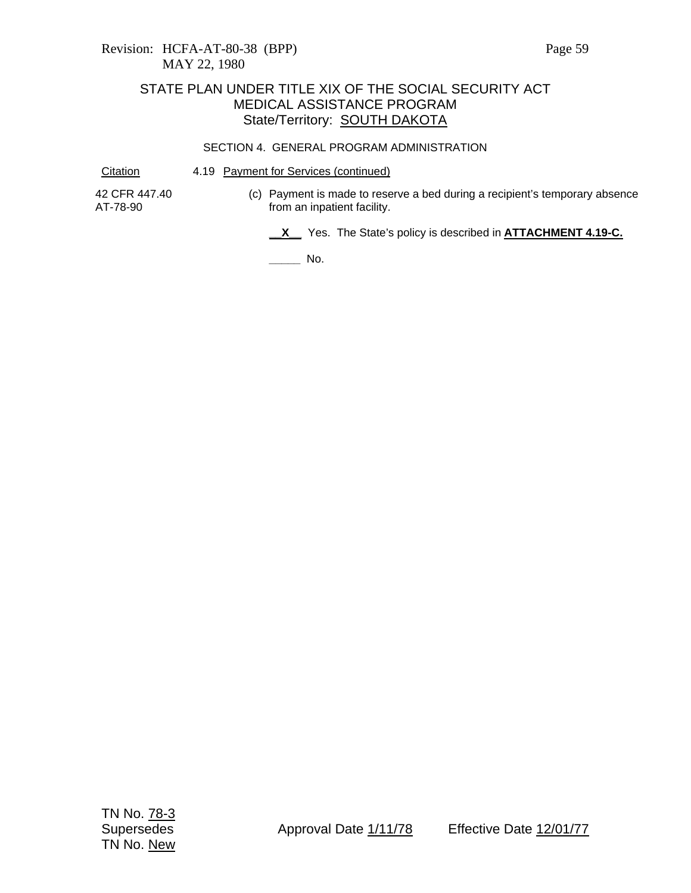Revision: HCFA-AT-80-38 (BPP)
MAY 22, 1980

# STATE PLAN UNDER TITLE XIX OF THE SOCIAL SECURITY ACT
## MEDICAL ASSISTANCE PROGRAM
### State/Territory: SOUTH DAKOTA

SECTION 4. GENERAL PROGRAM ADMINISTRATION

| Citation | 4.19 Payment for Services (continued) |
|---|---|
| 42 CFR 447.40<br>AT-78-90 | (c) Payment is made to reserve a bed during a recipient's temporary absence from an inpatient facility.<br><br>__X__ Yes. The State's policy is described in **ATTACHMENT 4.19-C.**<br><br>_____ No. |

TN No. 78-3
Supersedes
TN No. New

Approval Date 1/11/78

Effective Date 12/01/77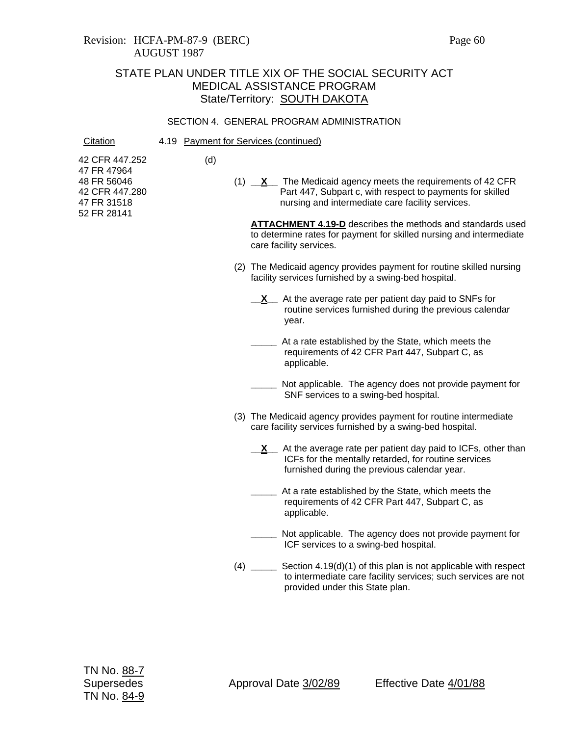Revision: HCFA-PM-87-9 (BERC)
AUGUST 1987

# STATE PLAN UNDER TITLE XIX OF THE SOCIAL SECURITY ACT
## MEDICAL ASSISTANCE PROGRAM
### State/Territory: SOUTH DAKOTA

SECTION 4. GENERAL PROGRAM ADMINISTRATION

| Citation | 4.19 Payment for Services (continued) |
|---|---|
| 42 CFR 447.252<br>47 FR 47964<br>48 FR 56046<br>42 CFR 447.280<br>47 FR 31518<br>52 FR 28141 | (d) |

(1) __X__ The Medicaid agency meets the requirements of 42 CFR Part 447, Subpart c, with respect to payments for skilled nursing and intermediate care facility services.

**ATTACHMENT 4.19-D** describes the methods and standards used to determine rates for payment for skilled nursing and intermediate care facility services.

(2) The Medicaid agency provides payment for routine skilled nursing facility services furnished by a swing-bed hospital.

__X__ At the average rate per patient day paid to SNFs for routine services furnished during the previous calendar year.

_____ At a rate established by the State, which meets the requirements of 42 CFR Part 447, Subpart C, as applicable.

_____ Not applicable. The agency does not provide payment for SNF services to a swing-bed hospital.

(3) The Medicaid agency provides payment for routine intermediate care facility services furnished by a swing-bed hospital.

__X__ At the average rate per patient day paid to ICFs, other than ICFs for the mentally retarded, for routine services furnished during the previous calendar year.

_____ At a rate established by the State, which meets the requirements of 42 CFR Part 447, Subpart C, as applicable.

_____ Not applicable. The agency does not provide payment for ICF services to a swing-bed hospital.

(4) _____ Section 4.19(d)(1) of this plan is not applicable with respect to intermediate care facility services; such services are not provided under this State plan.

TN No. 88-7
Supersedes
TN No. 84-9

Approval Date 3/02/89 Effective Date 4/01/88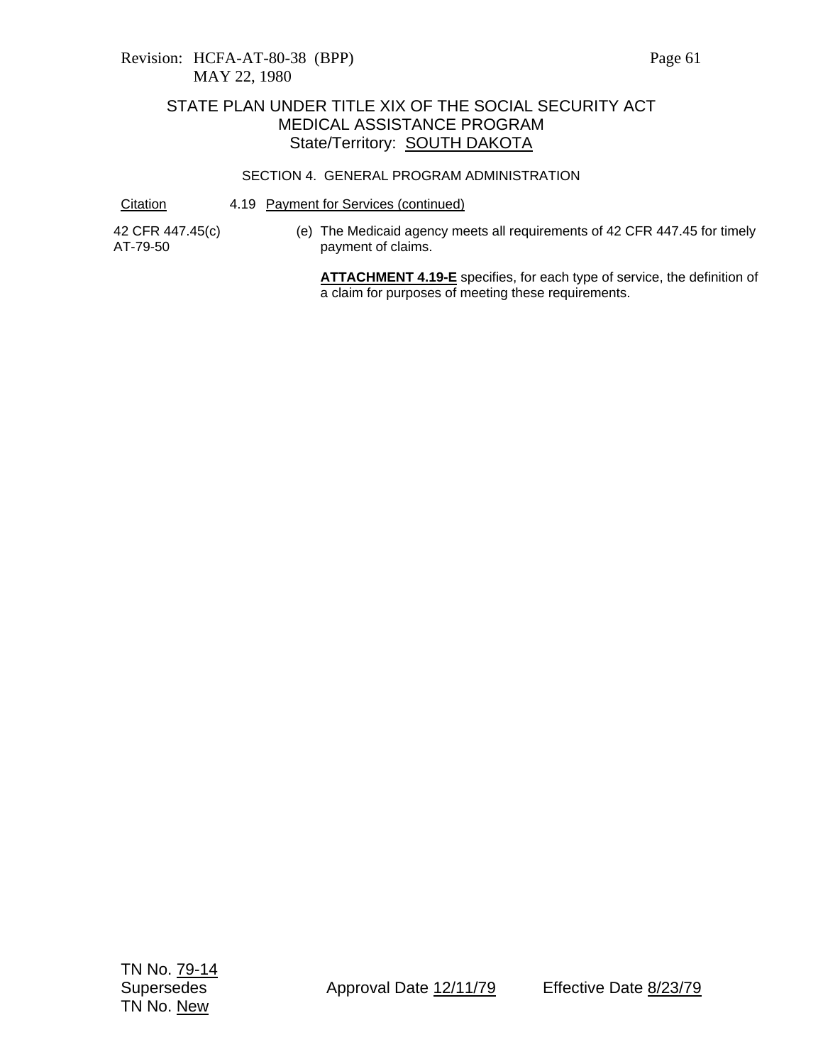Revision: HCFA-AT-80-38 (BPP)
MAY 22, 1980

# STATE PLAN UNDER TITLE XIX OF THE SOCIAL SECURITY ACT
## MEDICAL ASSISTANCE PROGRAM
### State/Territory: SOUTH DAKOTA

SECTION 4. GENERAL PROGRAM ADMINISTRATION

| Citation | 4.19 Payment for Services (continued) |
| --- | --- |
| 42 CFR 447.45(c)<br>AT-79-50 | (e) The Medicaid agency meets all requirements of 42 CFR 447.45 for timely payment of claims.<br><br>**ATTACHMENT 4.19-E** specifies, for each type of service, the definition of a claim for purposes of meeting these requirements. |

TN No. 79-14
Supersedes
TN No. New

Approval Date 12/11/79

Effective Date 8/23/79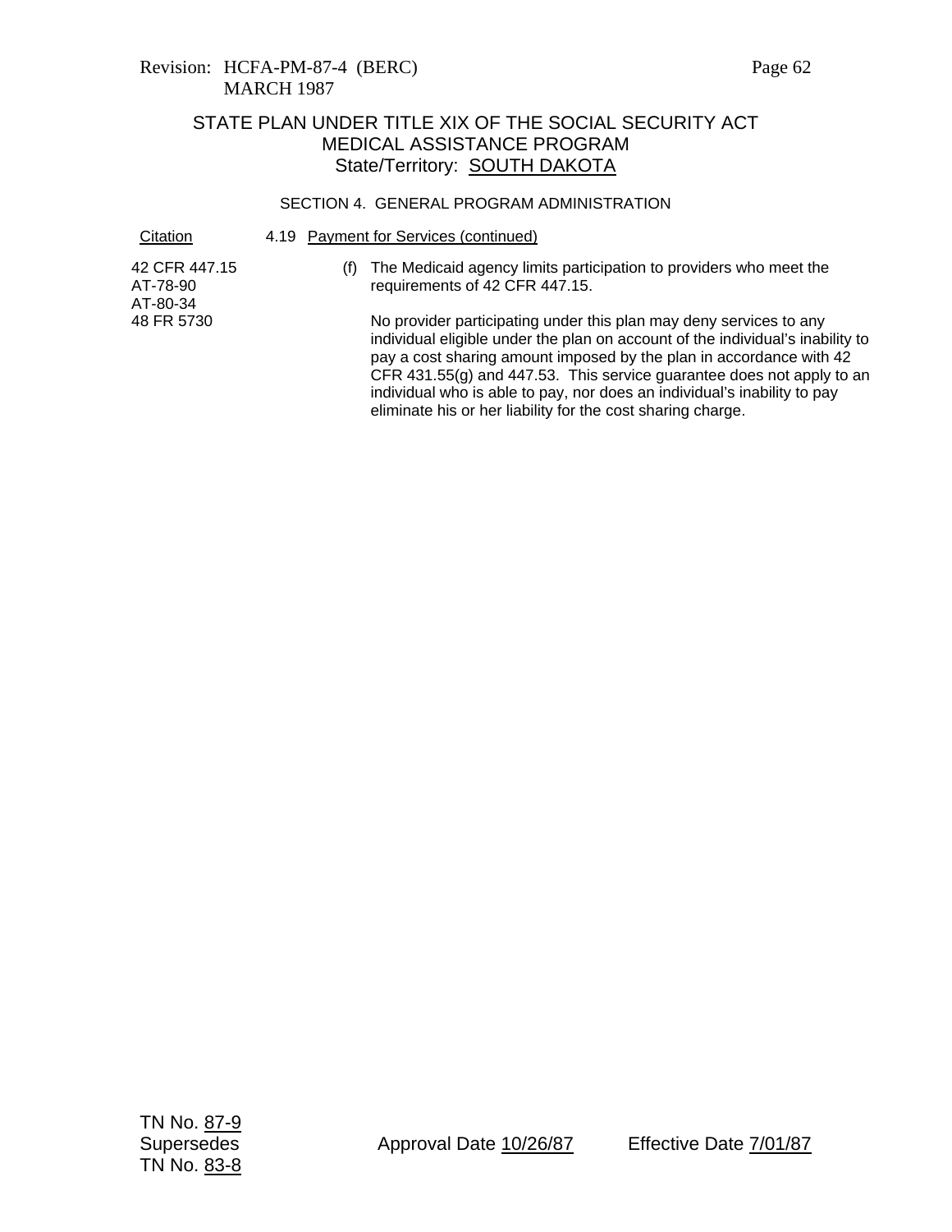Revision: HCFA-PM-87-4 (BERC)
MARCH 1987

# STATE PLAN UNDER TITLE XIX OF THE SOCIAL SECURITY ACT
## MEDICAL ASSISTANCE PROGRAM
### State/Territory: SOUTH DAKOTA

SECTION 4. GENERAL PROGRAM ADMINISTRATION

| Citation | 4.19 Payment for Services (continued) |
| --- | --- |
| 42 CFR 447.15<br>AT-78-90<br>AT-80-34<br>48 FR 5730 | (f) The Medicaid agency limits participation to providers who meet the requirements of 42 CFR 447.15.<br><br>No provider participating under this plan may deny services to any individual eligible under the plan on account of the individual's inability to pay a cost sharing amount imposed by the plan in accordance with 42 CFR 431.55(g) and 447.53. This service guarantee does not apply to an individual who is able to pay, nor does an individual's inability to pay eliminate his or her liability for the cost sharing charge. |

TN No. 87-9
Supersedes
TN No. 83-8

Approval Date 10/26/87

Effective Date 7/01/87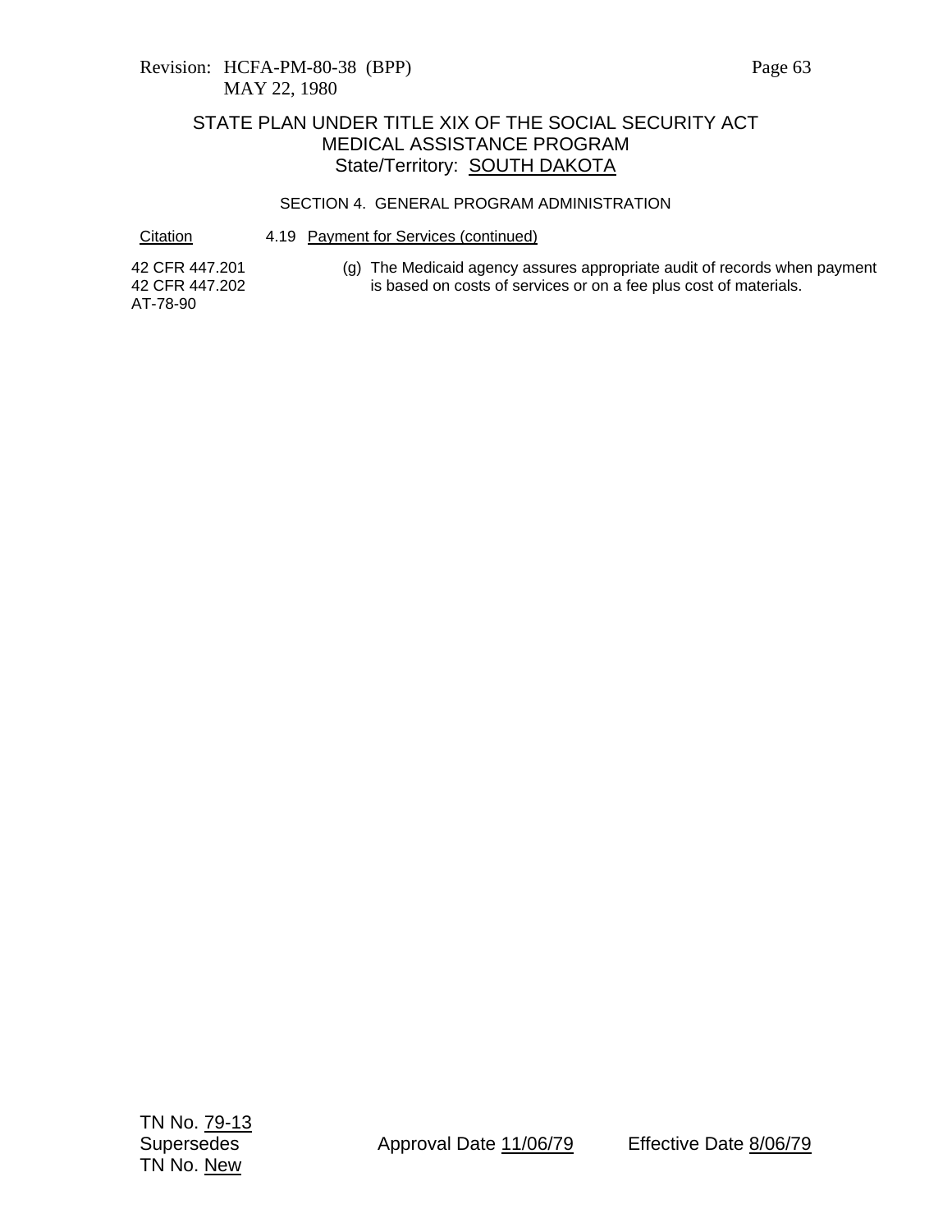Revision: HCFA-PM-80-38 (BPP)
MAY 22, 1980

# STATE PLAN UNDER TITLE XIX OF THE SOCIAL SECURITY ACT
## MEDICAL ASSISTANCE PROGRAM
### State/Territory: SOUTH DAKOTA

SECTION 4. GENERAL PROGRAM ADMINISTRATION

| Citation | 4.19 Payment for Services (continued) |
|---|---|
| 42 CFR 447.201<br>42 CFR 447.202<br>AT-78-90 | (g) The Medicaid agency assures appropriate audit of records when payment is based on costs of services or on a fee plus cost of materials. |

TN No. 79-13
Supersedes
TN No. New

Approval Date 11/06/79

Effective Date 8/06/79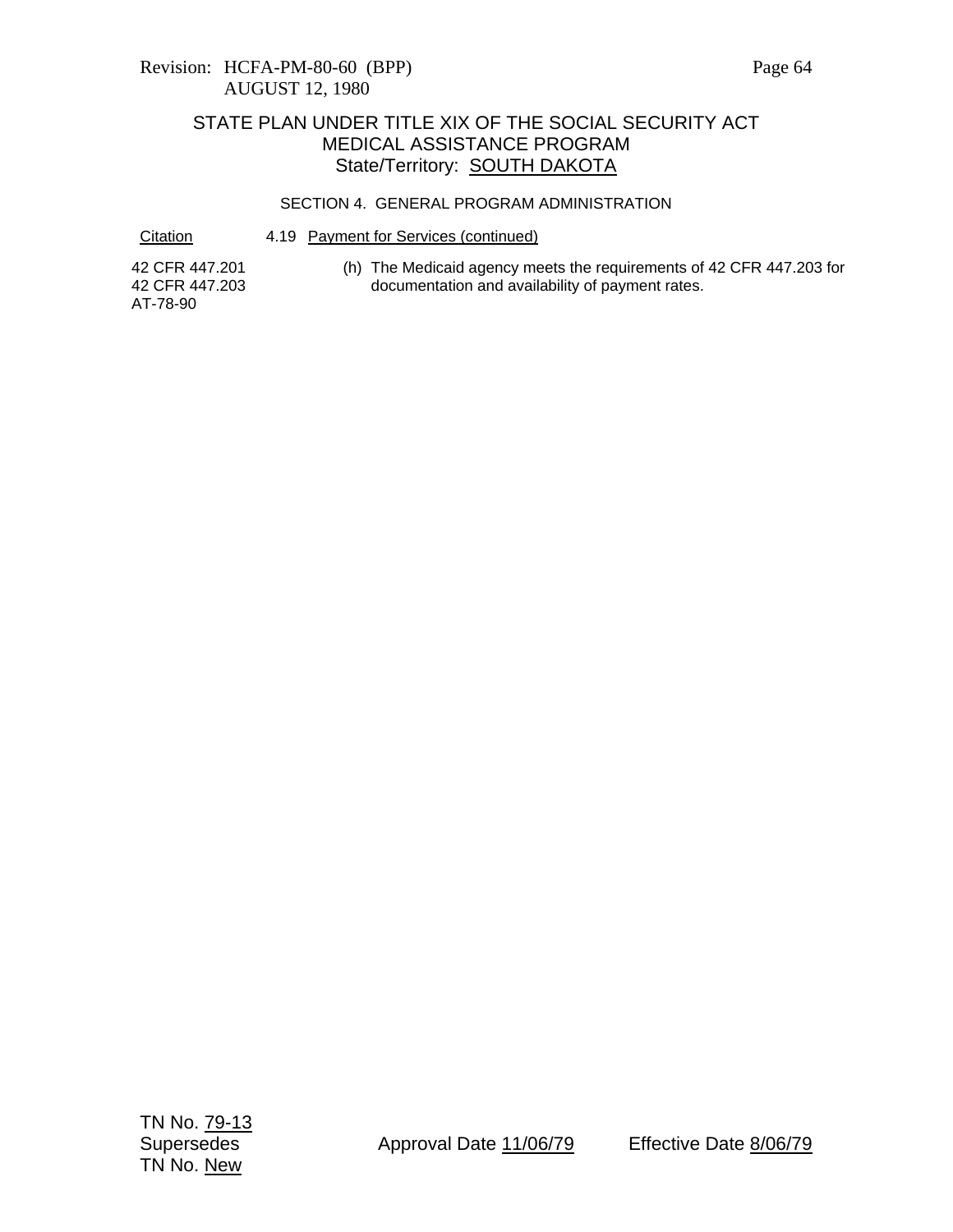Revision: HCFA-PM-80-60 (BPP)
AUGUST 12, 1980

# STATE PLAN UNDER TITLE XIX OF THE SOCIAL SECURITY ACT
## MEDICAL ASSISTANCE PROGRAM
### State/Territory: SOUTH DAKOTA

SECTION 4. GENERAL PROGRAM ADMINISTRATION

| Citation | 4.19 Payment for Services (continued) |
|---|---|
| 42 CFR 447.201<br>42 CFR 447.203<br>AT-78-90 | (h) The Medicaid agency meets the requirements of 42 CFR 447.203 for documentation and availability of payment rates. |

TN No. 79-13
Supersedes
TN No. New

Approval Date 11/06/79

Effective Date 8/06/79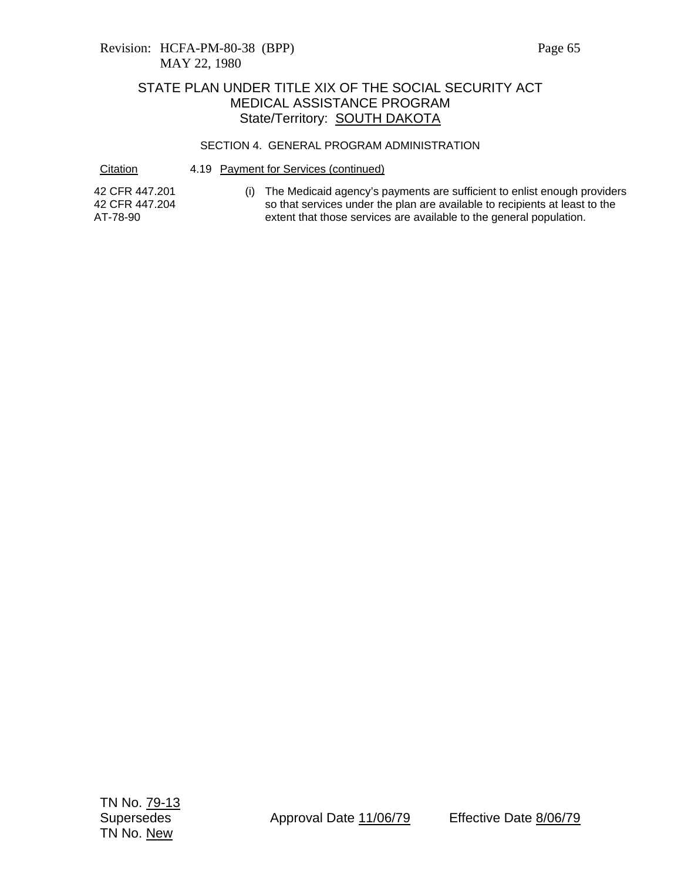STATE PLAN UNDER TITLE XIX OF THE SOCIAL SECURITY ACT
MEDICAL ASSISTANCE PROGRAM
State/Territory: SOUTH DAKOTA

SECTION 4. GENERAL PROGRAM ADMINISTRATION

| Citation | 4.19 Payment for Services (continued) |
|---|---|
| 42 CFR 447.201<br>42 CFR 447.204<br>AT-78-90 | (i) The Medicaid agency's payments are sufficient to enlist enough providers so that services under the plan are available to recipients at least to the extent that those services are available to the general population. |

TN No. 79-13
Supersedes
TN No. New

Approval Date 11/06/79

Effective Date 8/06/79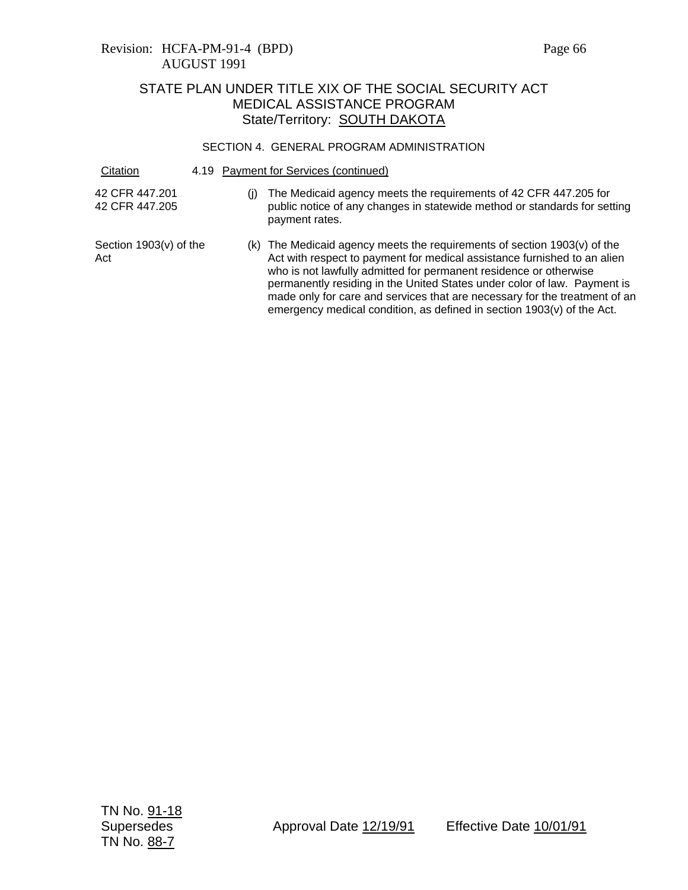Revision: HCFA-PM-91-4 (BPD)
AUGUST 1991

STATE PLAN UNDER TITLE XIX OF THE SOCIAL SECURITY ACT
MEDICAL ASSISTANCE PROGRAM
State/Territory: SOUTH DAKOTA

SECTION 4. GENERAL PROGRAM ADMINISTRATION

| Citation | 4.19 Payment for Services (continued) |
| --- | --- |
| 42 CFR 447.201<br>42 CFR 447.205 | (j) The Medicaid agency meets the requirements of 42 CFR 447.205 for public notice of any changes in statewide method or standards for setting payment rates. |
| Section 1903(v) of the Act | (k) The Medicaid agency meets the requirements of section 1903(v) of the Act with respect to payment for medical assistance furnished to an alien who is not lawfully admitted for permanent residence or otherwise permanently residing in the United States under color of law. Payment is made only for care and services that are necessary for the treatment of an emergency medical condition, as defined in section 1903(v) of the Act. |

TN No. 91-18
Supersedes
TN No. 88-7

Approval Date 12/19/91 Effective Date 10/01/91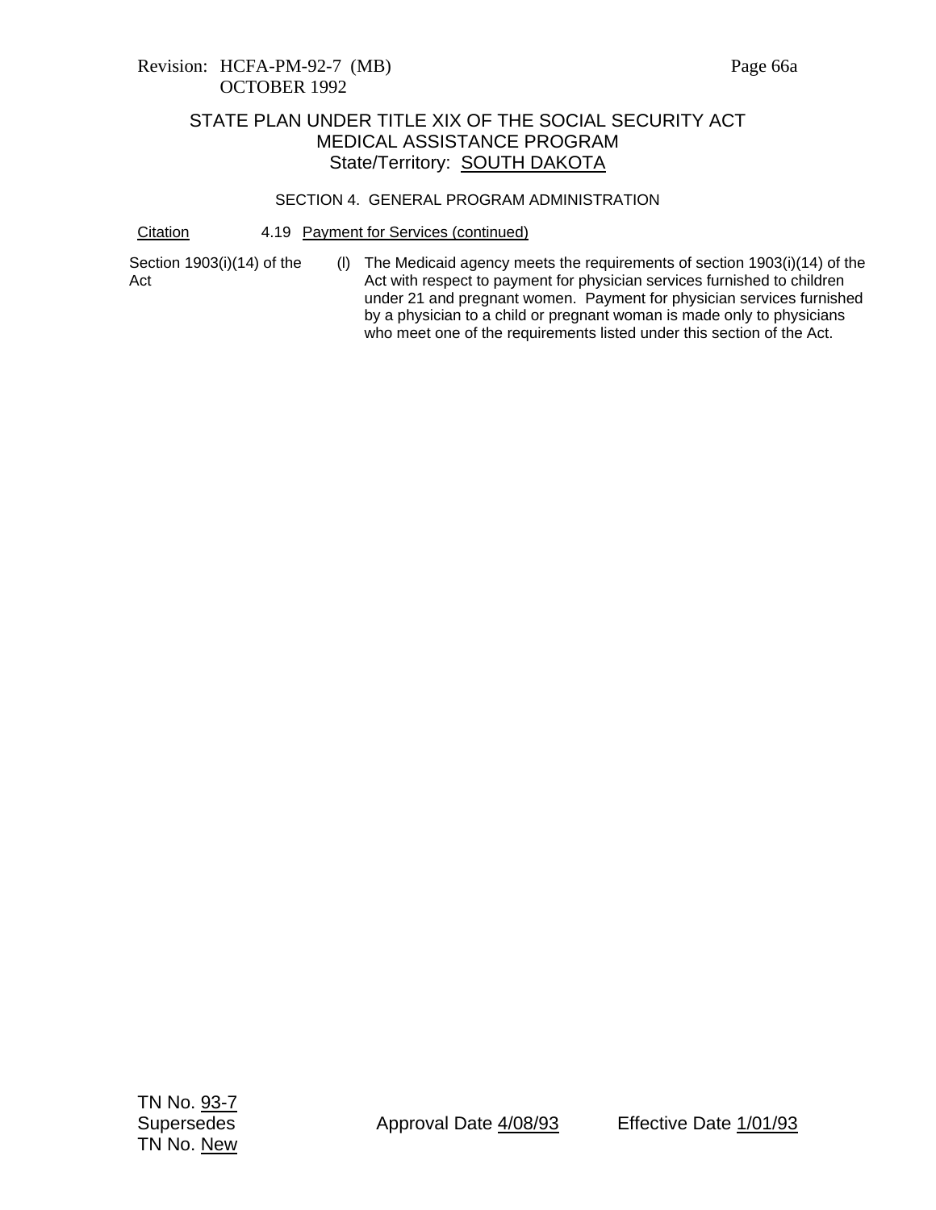STATE PLAN UNDER TITLE XIX OF THE SOCIAL SECURITY ACT
MEDICAL ASSISTANCE PROGRAM
State/Territory: SOUTH DAKOTA

SECTION 4. GENERAL PROGRAM ADMINISTRATION

| Citation | 4.19 Payment for Services (continued) |
| --- | --- |
| Section 1903(i)(14) of the Act | (l) The Medicaid agency meets the requirements of section 1903(i)(14) of the Act with respect to payment for physician services furnished to children under 21 and pregnant women. Payment for physician services furnished by a physician to a child or pregnant woman is made only to physicians who meet one of the requirements listed under this section of the Act. |

TN No. 93-7
Supersedes
TN No. New

Approval Date 4/08/93

Effective Date 1/01/93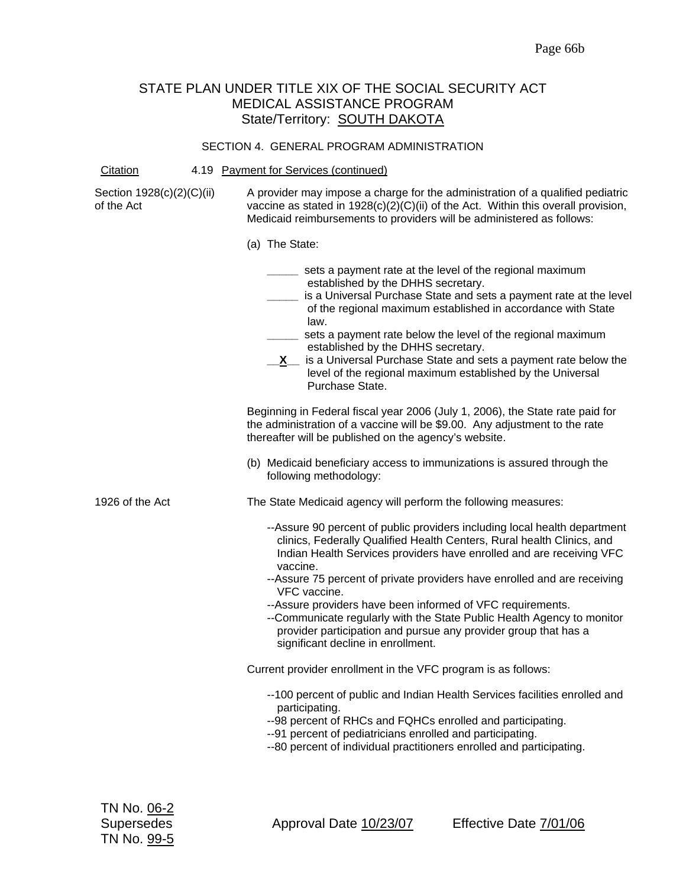STATE PLAN UNDER TITLE XIX OF THE SOCIAL SECURITY ACT
MEDICAL ASSISTANCE PROGRAM
State/Territory: SOUTH DAKOTA

SECTION 4. GENERAL PROGRAM ADMINISTRATION

Citation 4.19 Payment for Services (continued)

Section 1928(c)(2)(C)(ii) of the Act

A provider may impose a charge for the administration of a qualified pediatric vaccine as stated in 1928(c)(2)(C)(ii) of the Act. Within this overall provision, Medicaid reimbursements to providers will be administered as follows:

(a) The State:

_____ sets a payment rate at the level of the regional maximum established by the DHHS secretary.

_____ is a Universal Purchase State and sets a payment rate at the level of the regional maximum established in accordance with State law.

_____ sets a payment rate below the level of the regional maximum established by the DHHS secretary.

\_\_X\_\_ is a Universal Purchase State and sets a payment rate below the level of the regional maximum established by the Universal Purchase State.

Beginning in Federal fiscal year 2006 (July 1, 2006), the State rate paid for the administration of a vaccine will be $9.00. Any adjustment to the rate thereafter will be published on the agency's website.

(b) Medicaid beneficiary access to immunizations is assured through the following methodology:

1926 of the Act

The State Medicaid agency will perform the following measures:

--Assure 90 percent of public providers including local health department clinics, Federally Qualified Health Centers, Rural health Clinics, and Indian Health Services providers have enrolled and are receiving VFC vaccine.
--Assure 75 percent of private providers have enrolled and are receiving VFC vaccine.
--Assure providers have been informed of VFC requirements.
--Communicate regularly with the State Public Health Agency to monitor provider participation and pursue any provider group that has a significant decline in enrollment.

Current provider enrollment in the VFC program is as follows:

--100 percent of public and Indian Health Services facilities enrolled and participating.
--98 percent of RHCs and FQHCs enrolled and participating.
--91 percent of pediatricians enrolled and participating.
--80 percent of individual practitioners enrolled and participating.

TN No. 06-2
Supersedes
TN No. 99-5

Approval Date 10/23/07 Effective Date 7/01/06